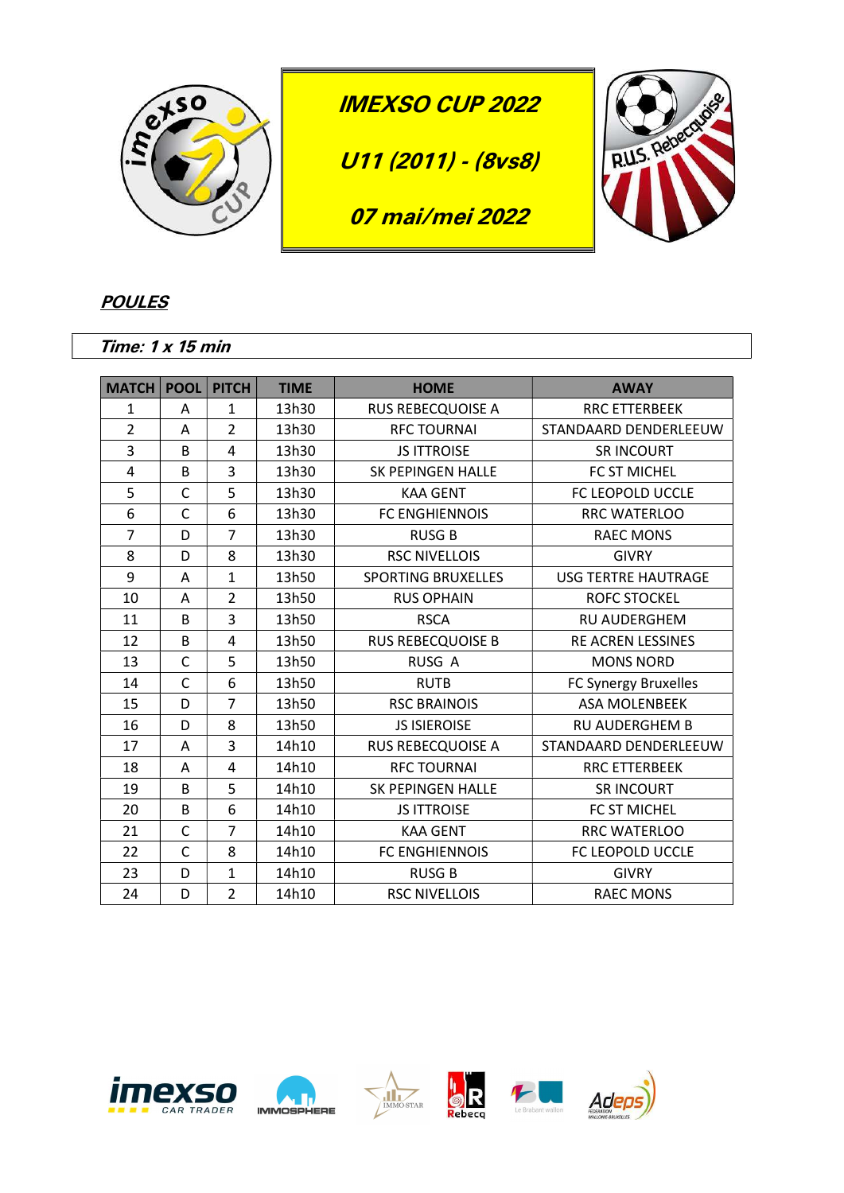# IMEXSO CUP 2022

## U11 (2011) - (8vs8)

## 07 mai/mei 2022

### POULES

***Time: 1 x 15 min***

| MATCH | POOL | PITCH | TIME | HOME | AWAY |
|---|---|---|---|---|---|
| 1 | A | 1 | 13h30 | RUS REBECQUOISE A | RRC ETTERBEEK |
| 2 | A | 2 | 13h30 | RFC TOURNAI | STANDAARD DENDERLEEUW |
| 3 | B | 4 | 13h30 | JS ITTROISE | SR INCOURT |
| 4 | B | 3 | 13h30 | SK PEPINGEN HALLE | FC ST MICHEL |
| 5 | C | 5 | 13h30 | KAA GENT | FC LEOPOLD UCCLE |
| 6 | C | 6 | 13h30 | FC ENGHIENNOIS | RRC WATERLOO |
| 7 | D | 7 | 13h30 | RUSG B | RAEC MONS |
| 8 | D | 8 | 13h30 | RSC NIVELLOIS | GIVRY |
| 9 | A | 1 | 13h50 | SPORTING BRUXELLES | USG TERTRE HAUTRAGE |
| 10 | A | 2 | 13h50 | RUS OPHAIN | ROFC STOCKEL |
| 11 | B | 3 | 13h50 | RSCA | RU AUDERGHEM |
| 12 | B | 4 | 13h50 | RUS REBECQUOISE B | RE ACREN LESSINES |
| 13 | C | 5 | 13h50 | RUSG A | MONS NORD |
| 14 | C | 6 | 13h50 | RUTB | FC Synergy Bruxelles |
| 15 | D | 7 | 13h50 | RSC BRAINOIS | ASA MOLENBEEK |
| 16 | D | 8 | 13h50 | JS ISIEROISE | RU AUDERGHEM B |
| 17 | A | 3 | 14h10 | RUS REBECQUOISE A | STANDAARD DENDERLEEUW |
| 18 | A | 4 | 14h10 | RFC TOURNAI | RRC ETTERBEEK |
| 19 | B | 5 | 14h10 | SK PEPINGEN HALLE | SR INCOURT |
| 20 | B | 6 | 14h10 | JS ITTROISE | FC ST MICHEL |
| 21 | C | 7 | 14h10 | KAA GENT | RRC WATERLOO |
| 22 | C | 8 | 14h10 | FC ENGHIENNOIS | FC LEOPOLD UCCLE |
| 23 | D | 1 | 14h10 | RUSG B | GIVRY |
| 24 | D | 2 | 14h10 | RSC NIVELLOIS | RAEC MONS |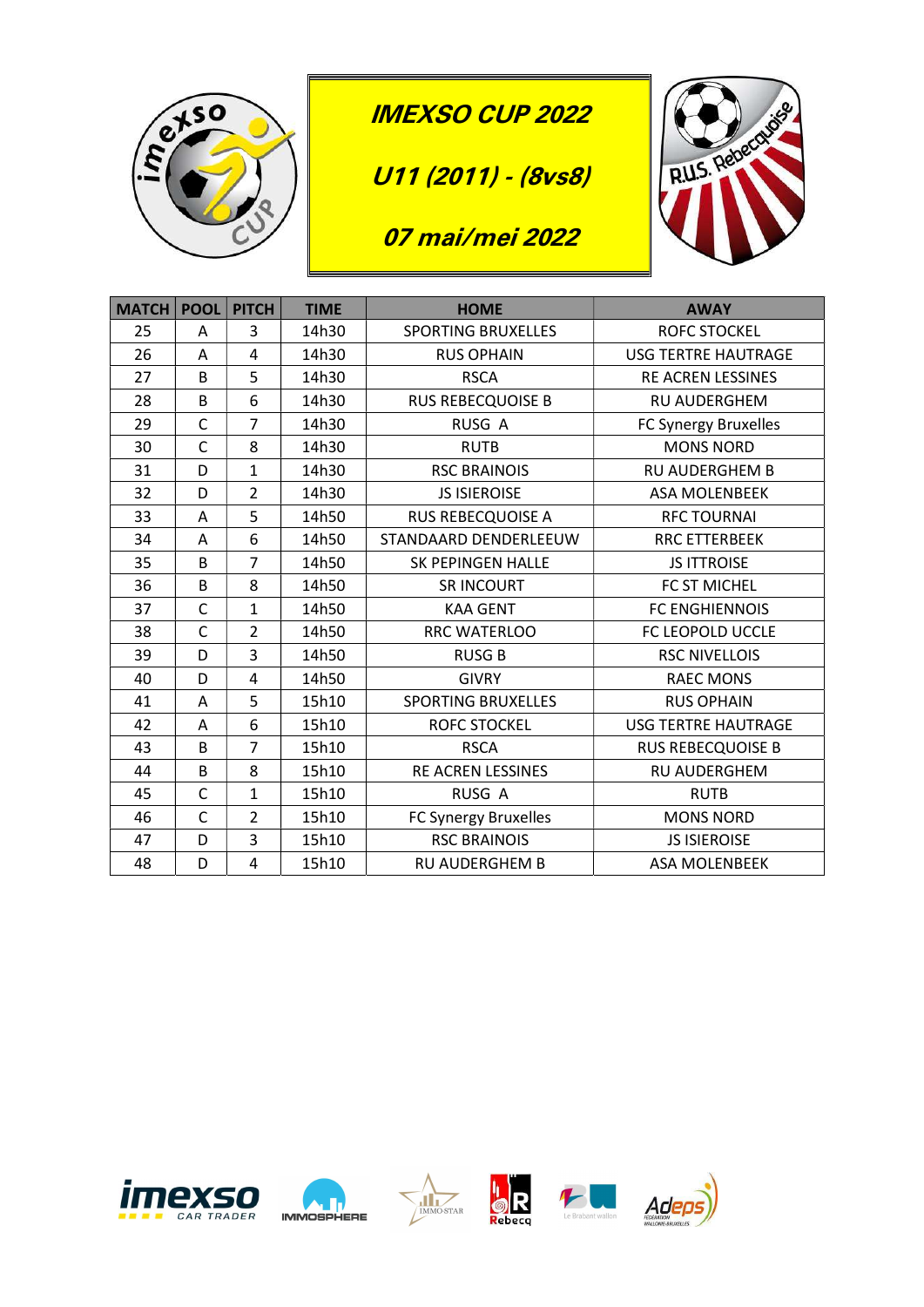# IMEXSO CUP 2022

## U11 (2011) - (8vs8)

## 07 mai/mei 2022

| MATCH | POOL | PITCH | TIME | HOME | AWAY |
|---|---|---|---|---|---|
| 25 | A | 3 | 14h30 | SPORTING BRUXELLES | ROFC STOCKEL |
| 26 | A | 4 | 14h30 | RUS OPHAIN | USG TERTRE HAUTRAGE |
| 27 | B | 5 | 14h30 | RSCA | RE ACREN LESSINES |
| 28 | B | 6 | 14h30 | RUS REBECQUOISE B | RU AUDERGHEM |
| 29 | C | 7 | 14h30 | RUSG A | FC Synergy Bruxelles |
| 30 | C | 8 | 14h30 | RUTB | MONS NORD |
| 31 | D | 1 | 14h30 | RSC BRAINOIS | RU AUDERGHEM B |
| 32 | D | 2 | 14h30 | JS ISIEROISE | ASA MOLENBEEK |
| 33 | A | 5 | 14h50 | RUS REBECQUOISE A | RFC TOURNAI |
| 34 | A | 6 | 14h50 | STANDAARD DENDERLEEUW | RRC ETTERBEEK |
| 35 | B | 7 | 14h50 | SK PEPINGEN HALLE | JS ITTROISE |
| 36 | B | 8 | 14h50 | SR INCOURT | FC ST MICHEL |
| 37 | C | 1 | 14h50 | KAA GENT | FC ENGHIENNOIS |
| 38 | C | 2 | 14h50 | RRC WATERLOO | FC LEOPOLD UCCLE |
| 39 | D | 3 | 14h50 | RUSG B | RSC NIVELLOIS |
| 40 | D | 4 | 14h50 | GIVRY | RAEC MONS |
| 41 | A | 5 | 15h10 | SPORTING BRUXELLES | RUS OPHAIN |
| 42 | A | 6 | 15h10 | ROFC STOCKEL | USG TERTRE HAUTRAGE |
| 43 | B | 7 | 15h10 | RSCA | RUS REBECQUOISE B |
| 44 | B | 8 | 15h10 | RE ACREN LESSINES | RU AUDERGHEM |
| 45 | C | 1 | 15h10 | RUSG A | RUTB |
| 46 | C | 2 | 15h10 | FC Synergy Bruxelles | MONS NORD |
| 47 | D | 3 | 15h10 | RSC BRAINOIS | JS ISIEROISE |
| 48 | D | 4 | 15h10 | RU AUDERGHEM B | ASA MOLENBEEK |